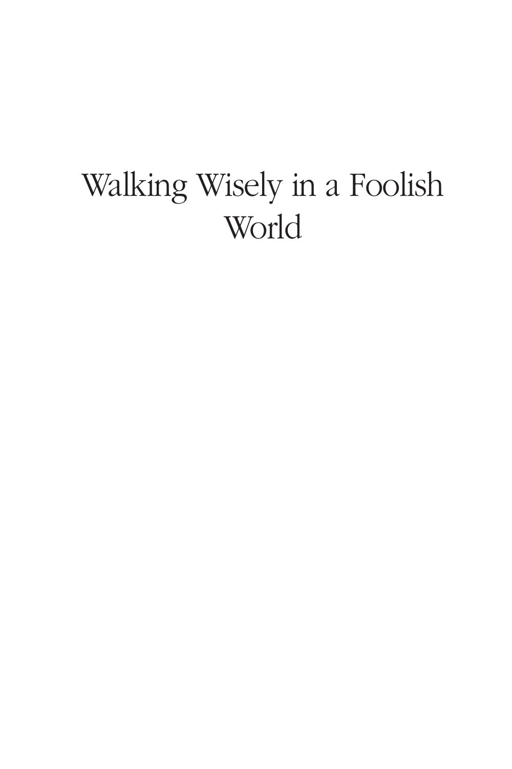# Walking Wisely in a Foolish World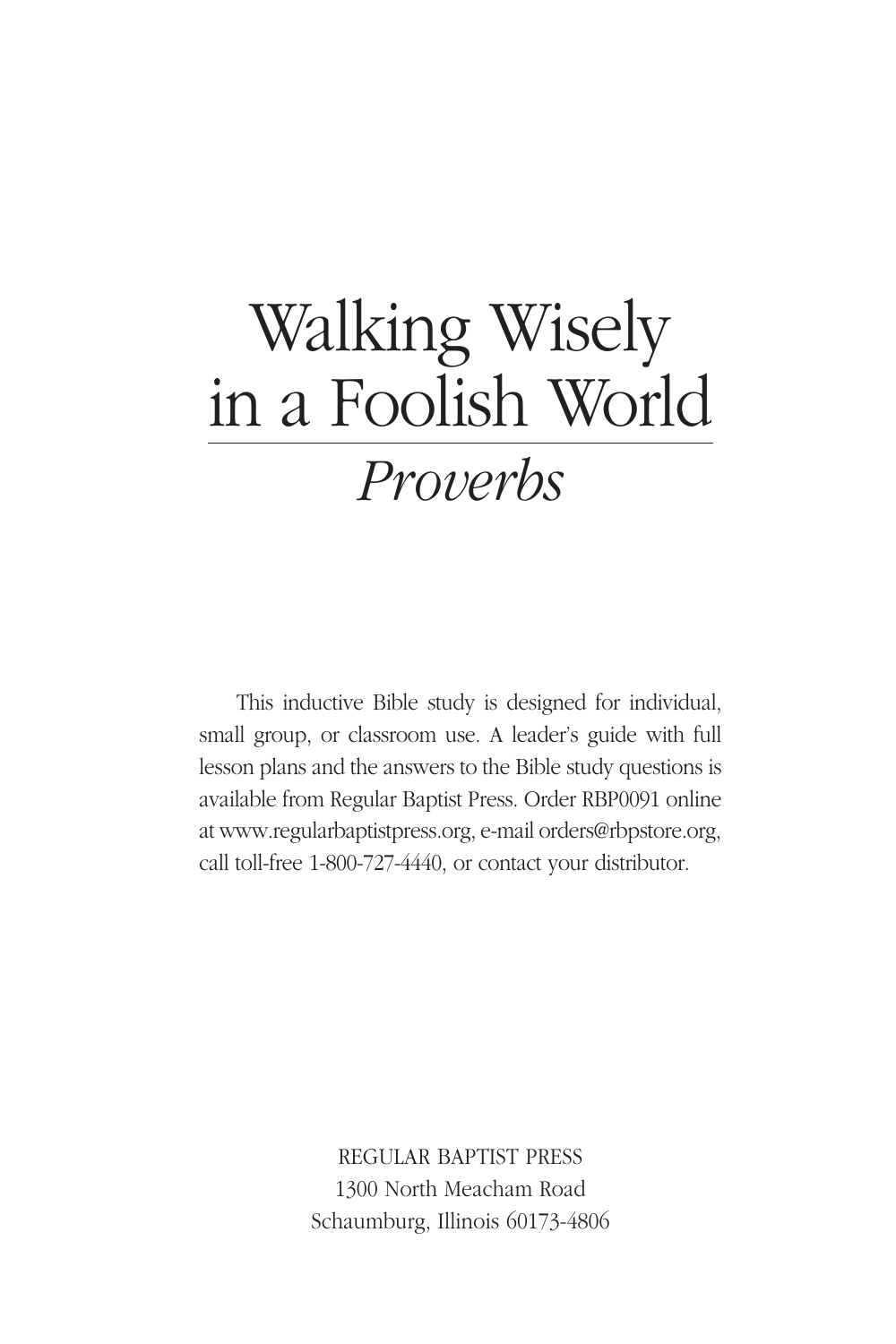# Walking Wisely in a Foolish World

## *Proverbs*

This inductive Bible study is designed for individual, small group, or classroom use. A leader's guide with full lesson plans and the answers to the Bible study questions is available from Regular Baptist Press. Order RBP0091 online at www.regularbaptistpress.org, e-mail orders@rbpstore.org, call toll-free 1-800-727-4440, or contact your distributor.

REGULAR BAPTIST PRESS
1300 North Meacham Road
Schaumburg, Illinois 60173-4806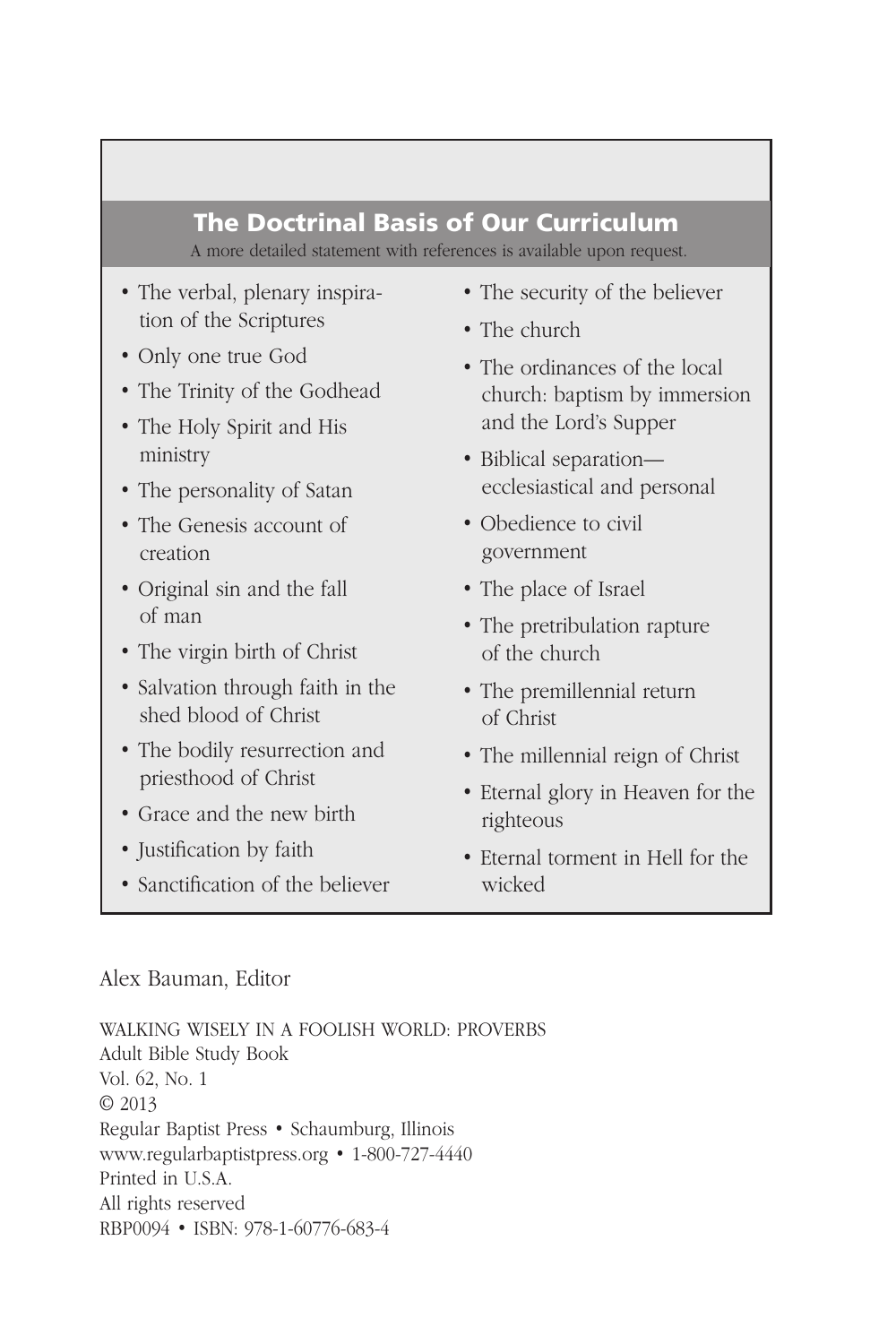## The Doctrinal Basis of Our Curriculum

A more detailed statement with references is available upon request.

- The verbal, plenary inspiration of the Scriptures
- Only one true God
- The Trinity of the Godhead
- The Holy Spirit and His ministry
- The personality of Satan
- The Genesis account of creation
- Original sin and the fall of man
- The virgin birth of Christ
- Salvation through faith in the shed blood of Christ
- The bodily resurrection and priesthood of Christ
- Grace and the new birth
- Justification by faith
- Sanctification of the believer
- The security of the believer
- The church
- The ordinances of the local church: baptism by immersion and the Lord's Supper
- Biblical separation—ecclesiastical and personal
- Obedience to civil government
- The place of Israel
- The pretribulation rapture of the church
- The premillennial return of Christ
- The millennial reign of Christ
- Eternal glory in Heaven for the righteous
- Eternal torment in Hell for the wicked

Alex Bauman, Editor

WALKING WISELY IN A FOOLISH WORLD: PROVERBS
Adult Bible Study Book
Vol. 62, No. 1
© 2013
Regular Baptist Press • Schaumburg, Illinois
www.regularbaptistpress.org • 1-800-727-4440
Printed in U.S.A.
All rights reserved
RBP0094 • ISBN: 978-1-60776-683-4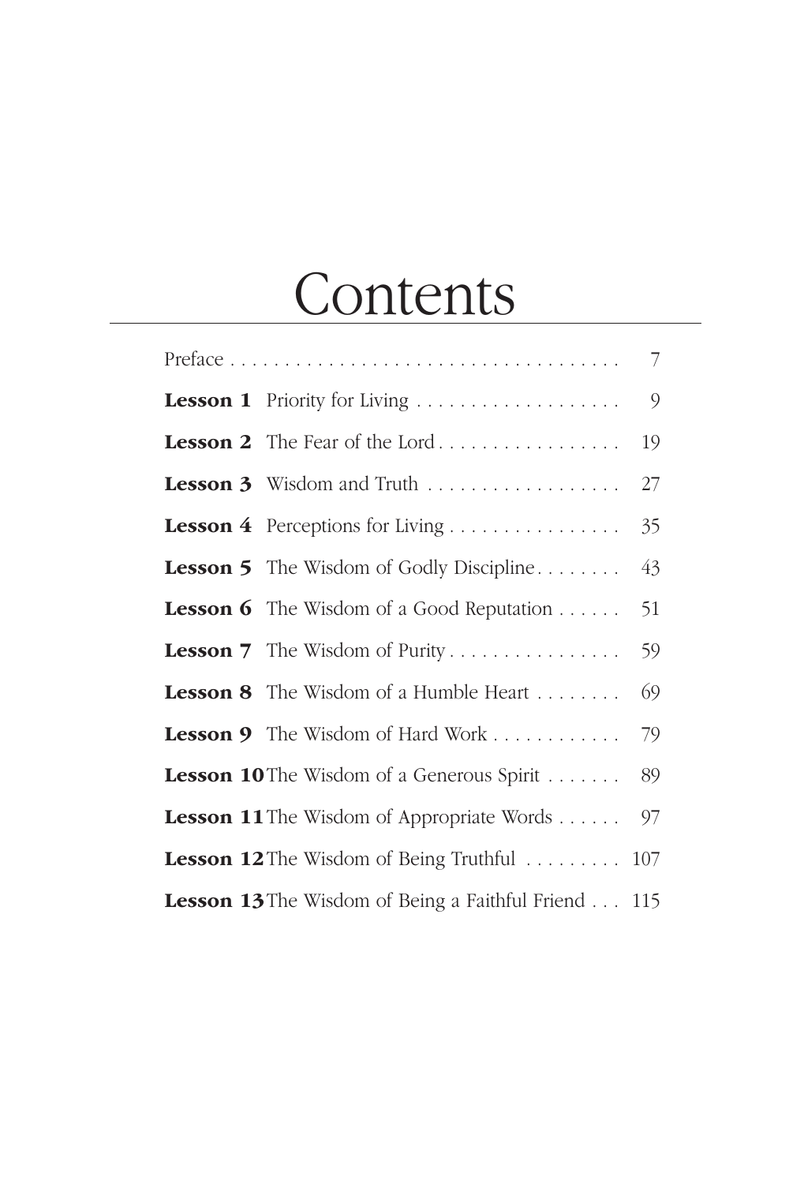# Contents

| | | |
|---|---|---|
| Preface | | 7 |
| **Lesson 1** | Priority for Living | 9 |
| **Lesson 2** | The Fear of the Lord | 19 |
| **Lesson 3** | Wisdom and Truth | 27 |
| **Lesson 4** | Perceptions for Living | 35 |
| **Lesson 5** | The Wisdom of Godly Discipline | 43 |
| **Lesson 6** | The Wisdom of a Good Reputation | 51 |
| **Lesson 7** | The Wisdom of Purity | 59 |
| **Lesson 8** | The Wisdom of a Humble Heart | 69 |
| **Lesson 9** | The Wisdom of Hard Work | 79 |
| **Lesson 10** | The Wisdom of a Generous Spirit | 89 |
| **Lesson 11** | The Wisdom of Appropriate Words | 97 |
| **Lesson 12** | The Wisdom of Being Truthful | 107 |
| **Lesson 13** | The Wisdom of Being a Faithful Friend | 115 |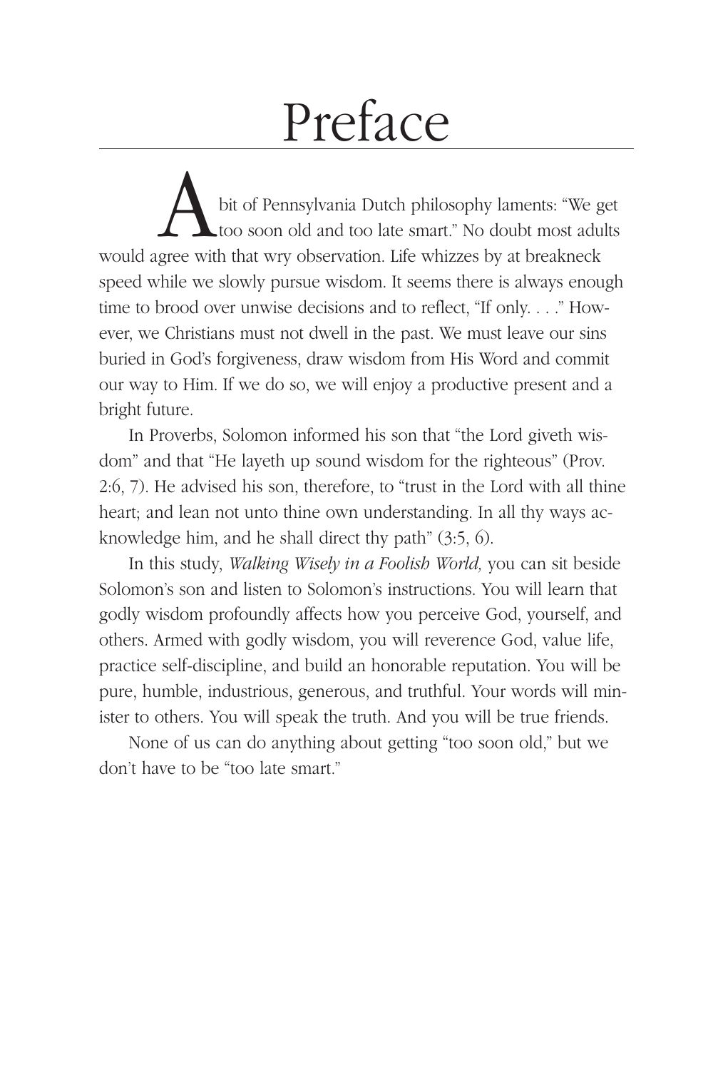# Preface

A bit of Pennsylvania Dutch philosophy laments: "We get too soon old and too late smart." No doubt most adults would agree with that wry observation. Life whizzes by at breakneck speed while we slowly pursue wisdom. It seems there is always enough time to brood over unwise decisions and to reflect, "If only. . . ." However, we Christians must not dwell in the past. We must leave our sins buried in God's forgiveness, draw wisdom from His Word and commit our way to Him. If we do so, we will enjoy a productive present and a bright future.

In Proverbs, Solomon informed his son that "the Lord giveth wisdom" and that "He layeth up sound wisdom for the righteous" (Prov. 2:6, 7). He advised his son, therefore, to "trust in the Lord with all thine heart; and lean not unto thine own understanding. In all thy ways acknowledge him, and he shall direct thy path" (3:5, 6).

In this study, *Walking Wisely in a Foolish World,* you can sit beside Solomon's son and listen to Solomon's instructions. You will learn that godly wisdom profoundly affects how you perceive God, yourself, and others. Armed with godly wisdom, you will reverence God, value life, practice self-discipline, and build an honorable reputation. You will be pure, humble, industrious, generous, and truthful. Your words will minister to others. You will speak the truth. And you will be true friends.

None of us can do anything about getting "too soon old," but we don't have to be "too late smart."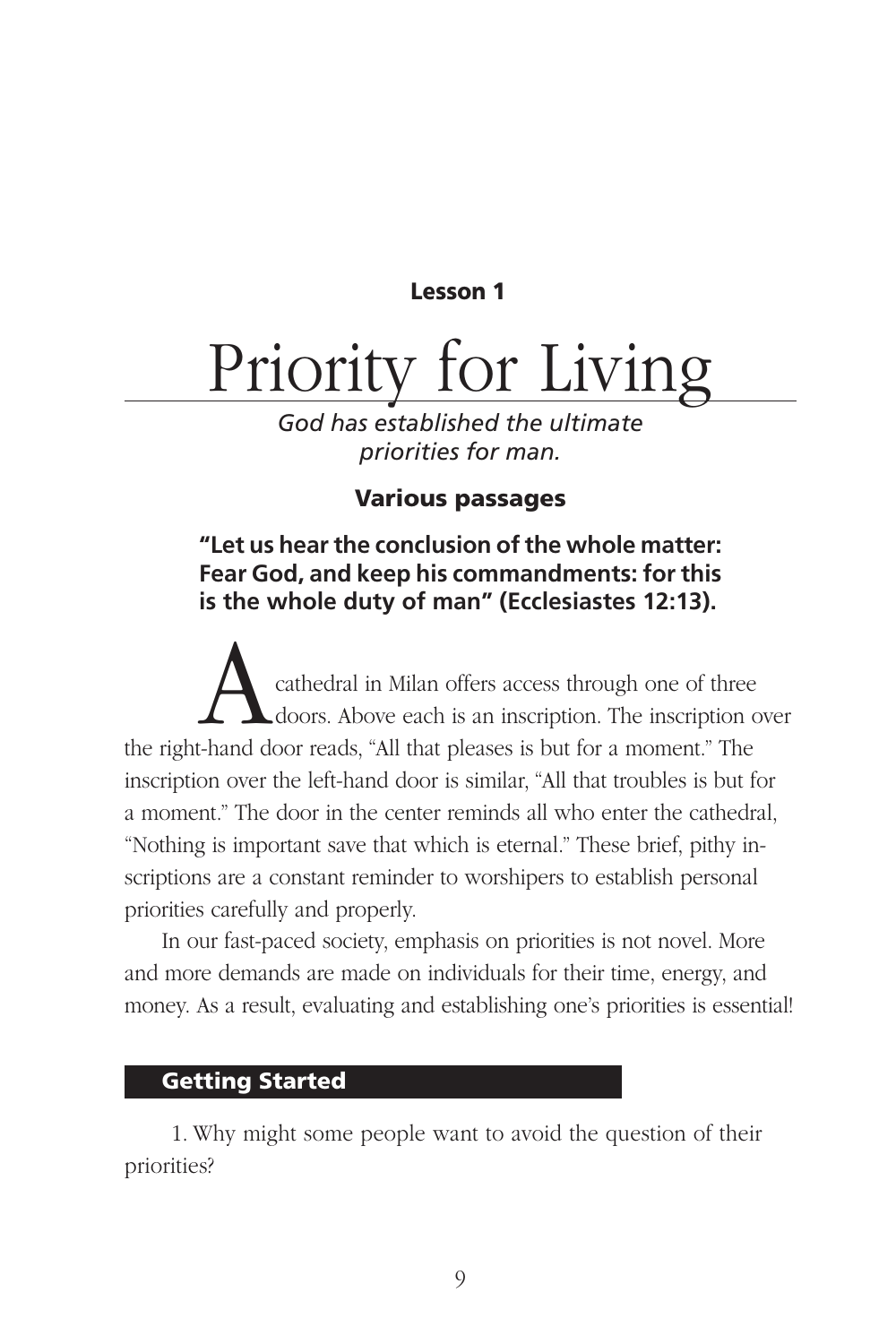**Lesson 1**

# Priority for Living

*God has established the ultimate priorities for man.*

**Various passages**

**"Let us hear the conclusion of the whole matter: Fear God, and keep his commandments: for this is the whole duty of man" (Ecclesiastes 12:13).**

A cathedral in Milan offers access through one of three doors. Above each is an inscription. The inscription over the right-hand door reads, "All that pleases is but for a moment." The inscription over the left-hand door is similar, "All that troubles is but for a moment." The door in the center reminds all who enter the cathedral, "Nothing is important save that which is eternal." These brief, pithy inscriptions are a constant reminder to worshipers to establish personal priorities carefully and properly.

In our fast-paced society, emphasis on priorities is not novel. More and more demands are made on individuals for their time, energy, and money. As a result, evaluating and establishing one's priorities is essential!

## Getting Started

1. Why might some people want to avoid the question of their priorities?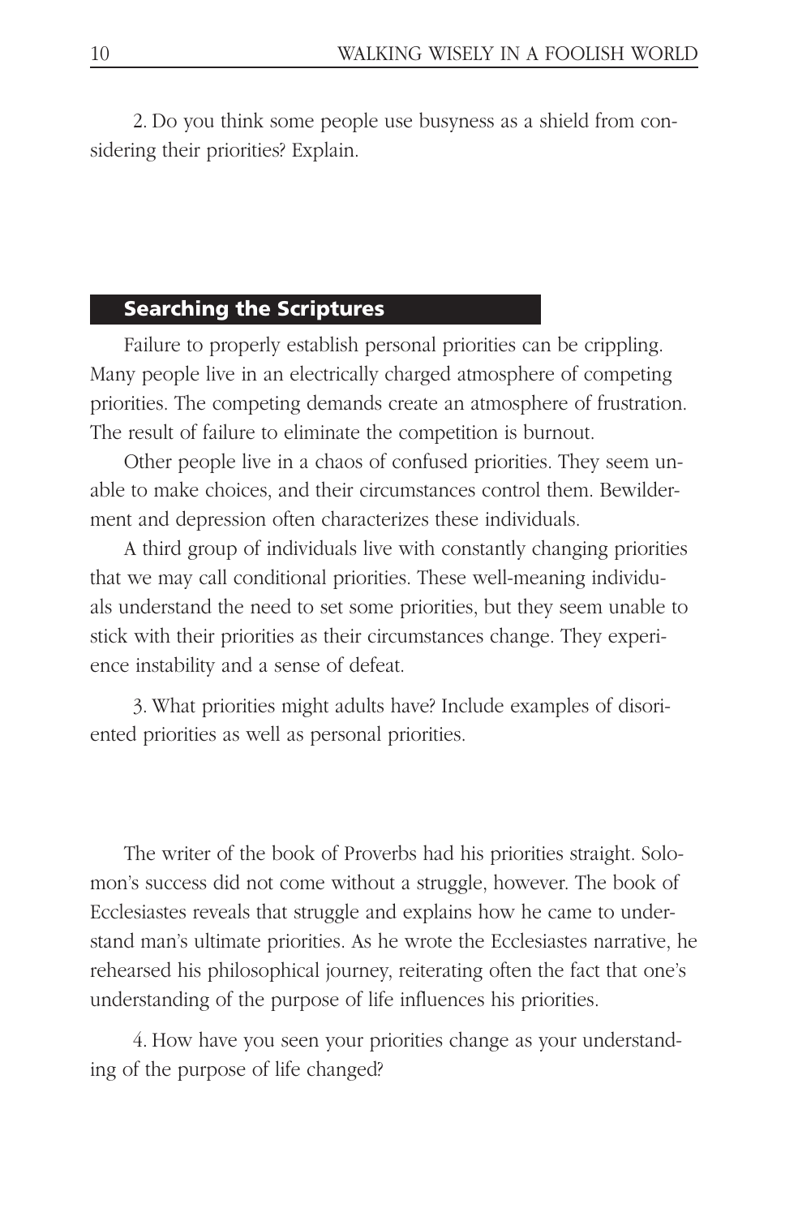2. Do you think some people use busyness as a shield from considering their priorities? Explain.

## Searching the Scriptures

Failure to properly establish personal priorities can be crippling. Many people live in an electrically charged atmosphere of competing priorities. The competing demands create an atmosphere of frustration. The result of failure to eliminate the competition is burnout.

Other people live in a chaos of confused priorities. They seem unable to make choices, and their circumstances control them. Bewilderment and depression often characterizes these individuals.

A third group of individuals live with constantly changing priorities that we may call conditional priorities. These well-meaning individuals understand the need to set some priorities, but they seem unable to stick with their priorities as their circumstances change. They experience instability and a sense of defeat.

3. What priorities might adults have? Include examples of disoriented priorities as well as personal priorities.

The writer of the book of Proverbs had his priorities straight. Solomon's success did not come without a struggle, however. The book of Ecclesiastes reveals that struggle and explains how he came to understand man's ultimate priorities. As he wrote the Ecclesiastes narrative, he rehearsed his philosophical journey, reiterating often the fact that one's understanding of the purpose of life influences his priorities.

4. How have you seen your priorities change as your understanding of the purpose of life changed?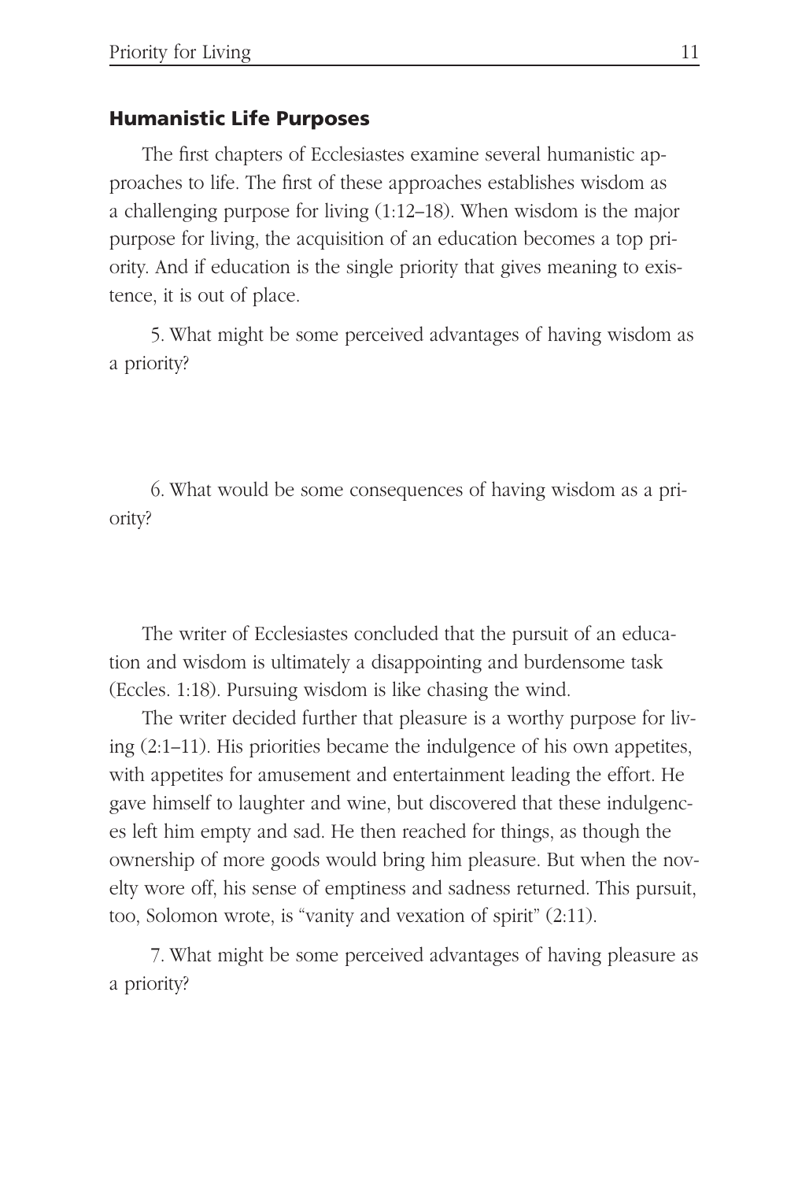## Humanistic Life Purposes

The first chapters of Ecclesiastes examine several humanistic approaches to life. The first of these approaches establishes wisdom as a challenging purpose for living (1:12–18). When wisdom is the major purpose for living, the acquisition of an education becomes a top priority. And if education is the single priority that gives meaning to existence, it is out of place.

5. What might be some perceived advantages of having wisdom as a priority?

6. What would be some consequences of having wisdom as a priority?

The writer of Ecclesiastes concluded that the pursuit of an education and wisdom is ultimately a disappointing and burdensome task (Eccles. 1:18). Pursuing wisdom is like chasing the wind.

The writer decided further that pleasure is a worthy purpose for living (2:1–11). His priorities became the indulgence of his own appetites, with appetites for amusement and entertainment leading the effort. He gave himself to laughter and wine, but discovered that these indulgences left him empty and sad. He then reached for things, as though the ownership of more goods would bring him pleasure. But when the novelty wore off, his sense of emptiness and sadness returned. This pursuit, too, Solomon wrote, is "vanity and vexation of spirit" (2:11).

7. What might be some perceived advantages of having pleasure as a priority?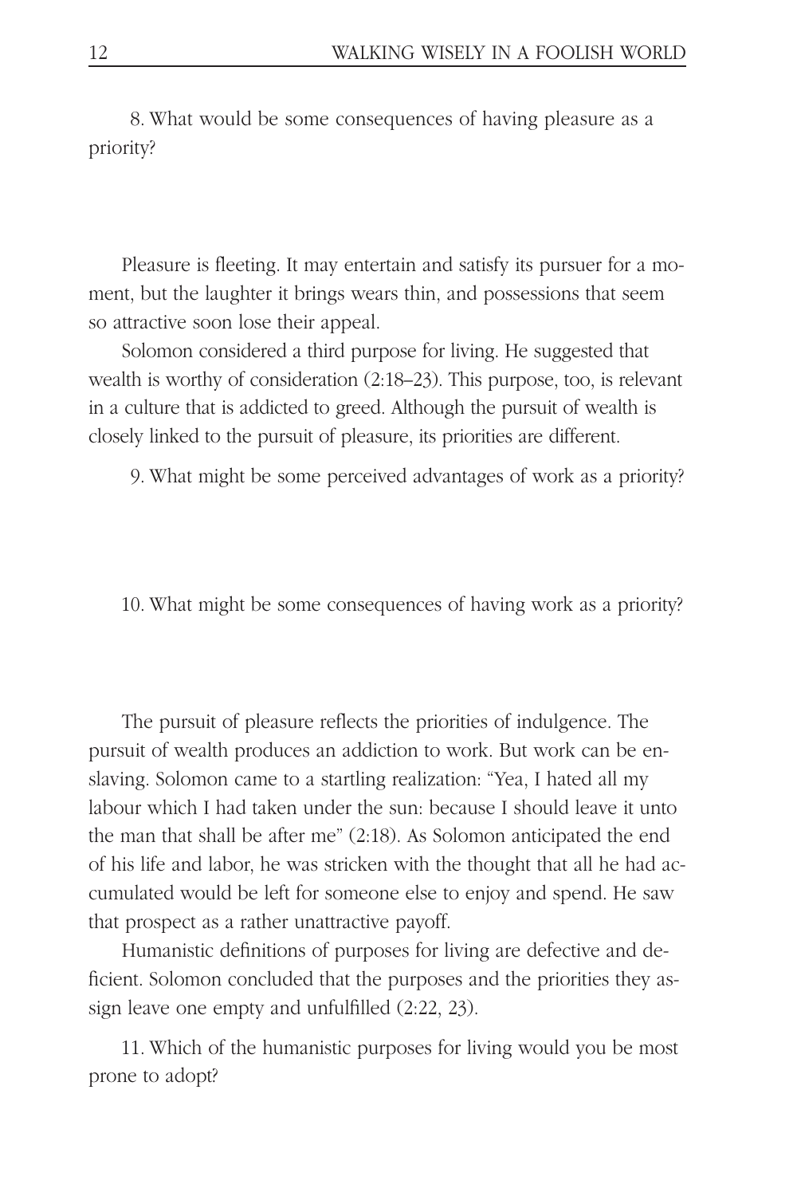8. What would be some consequences of having pleasure as a priority?

Pleasure is fleeting. It may entertain and satisfy its pursuer for a moment, but the laughter it brings wears thin, and possessions that seem so attractive soon lose their appeal.

Solomon considered a third purpose for living. He suggested that wealth is worthy of consideration (2:18–23). This purpose, too, is relevant in a culture that is addicted to greed. Although the pursuit of wealth is closely linked to the pursuit of pleasure, its priorities are different.

9. What might be some perceived advantages of work as a priority?

10. What might be some consequences of having work as a priority?

The pursuit of pleasure reflects the priorities of indulgence. The pursuit of wealth produces an addiction to work. But work can be enslaving. Solomon came to a startling realization: "Yea, I hated all my labour which I had taken under the sun: because I should leave it unto the man that shall be after me" (2:18). As Solomon anticipated the end of his life and labor, he was stricken with the thought that all he had accumulated would be left for someone else to enjoy and spend. He saw that prospect as a rather unattractive payoff.

Humanistic definitions of purposes for living are defective and deficient. Solomon concluded that the purposes and the priorities they assign leave one empty and unfulfilled (2:22, 23).

11. Which of the humanistic purposes for living would you be most prone to adopt?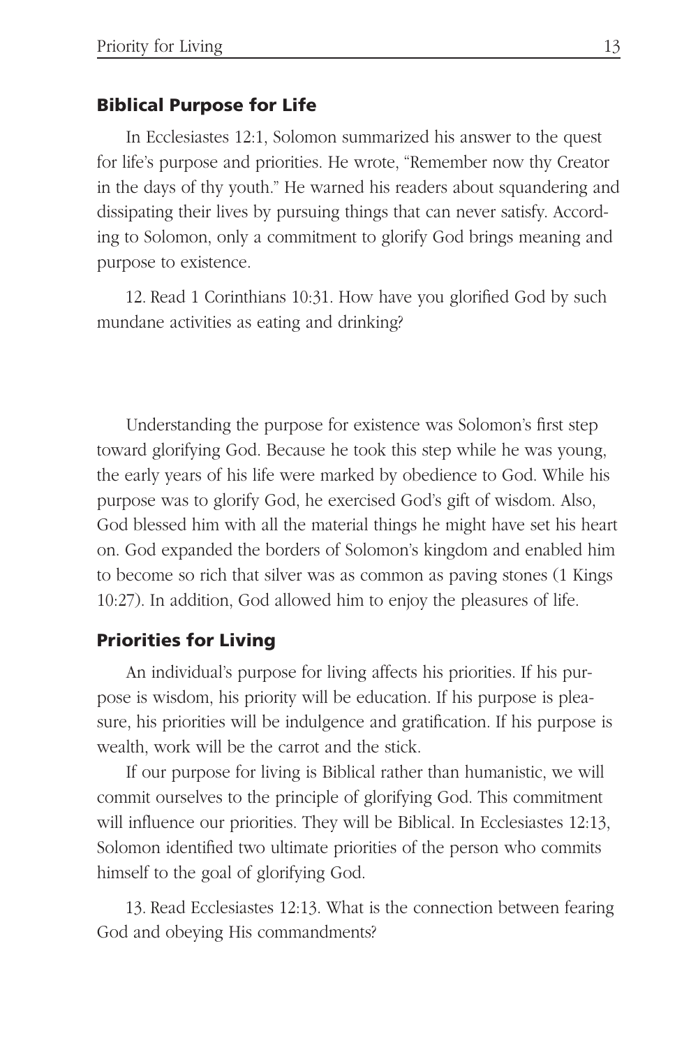## Biblical Purpose for Life

In Ecclesiastes 12:1, Solomon summarized his answer to the quest for life's purpose and priorities. He wrote, "Remember now thy Creator in the days of thy youth." He warned his readers about squandering and dissipating their lives by pursuing things that can never satisfy. According to Solomon, only a commitment to glorify God brings meaning and purpose to existence.

12. Read 1 Corinthians 10:31. How have you glorified God by such mundane activities as eating and drinking?

Understanding the purpose for existence was Solomon's first step toward glorifying God. Because he took this step while he was young, the early years of his life were marked by obedience to God. While his purpose was to glorify God, he exercised God's gift of wisdom. Also, God blessed him with all the material things he might have set his heart on. God expanded the borders of Solomon's kingdom and enabled him to become so rich that silver was as common as paving stones (1 Kings 10:27). In addition, God allowed him to enjoy the pleasures of life.

## Priorities for Living

An individual's purpose for living affects his priorities. If his purpose is wisdom, his priority will be education. If his purpose is pleasure, his priorities will be indulgence and gratification. If his purpose is wealth, work will be the carrot and the stick.

If our purpose for living is Biblical rather than humanistic, we will commit ourselves to the principle of glorifying God. This commitment will influence our priorities. They will be Biblical. In Ecclesiastes 12:13, Solomon identified two ultimate priorities of the person who commits himself to the goal of glorifying God.

13. Read Ecclesiastes 12:13. What is the connection between fearing God and obeying His commandments?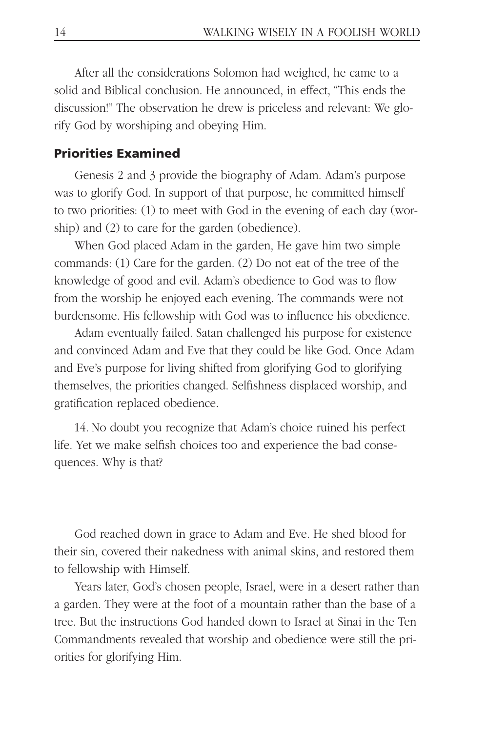After all the considerations Solomon had weighed, he came to a solid and Biblical conclusion. He announced, in effect, "This ends the discussion!" The observation he drew is priceless and relevant: We glorify God by worshiping and obeying Him.

## Priorities Examined

Genesis 2 and 3 provide the biography of Adam. Adam's purpose was to glorify God. In support of that purpose, he committed himself to two priorities: (1) to meet with God in the evening of each day (worship) and (2) to care for the garden (obedience).

When God placed Adam in the garden, He gave him two simple commands: (1) Care for the garden. (2) Do not eat of the tree of the knowledge of good and evil. Adam's obedience to God was to flow from the worship he enjoyed each evening. The commands were not burdensome. His fellowship with God was to influence his obedience.

Adam eventually failed. Satan challenged his purpose for existence and convinced Adam and Eve that they could be like God. Once Adam and Eve's purpose for living shifted from glorifying God to glorifying themselves, the priorities changed. Selfishness displaced worship, and gratification replaced obedience.

14. No doubt you recognize that Adam's choice ruined his perfect life. Yet we make selfish choices too and experience the bad consequences. Why is that?

God reached down in grace to Adam and Eve. He shed blood for their sin, covered their nakedness with animal skins, and restored them to fellowship with Himself.

Years later, God's chosen people, Israel, were in a desert rather than a garden. They were at the foot of a mountain rather than the base of a tree. But the instructions God handed down to Israel at Sinai in the Ten Commandments revealed that worship and obedience were still the priorities for glorifying Him.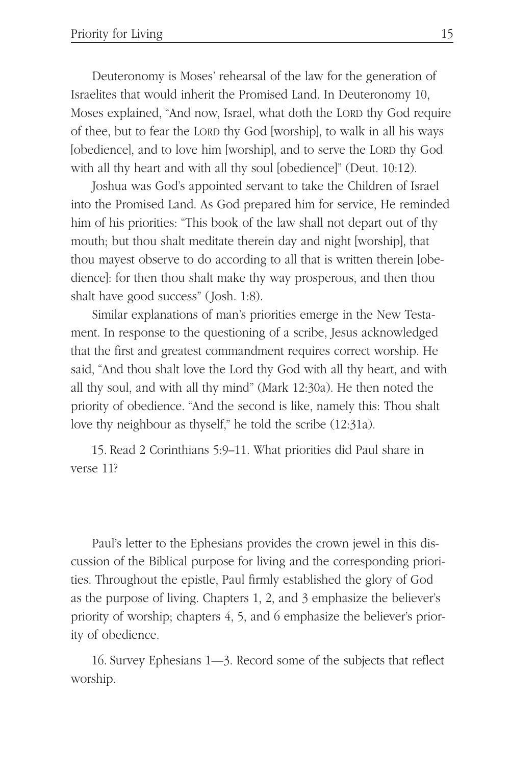Deuteronomy is Moses' rehearsal of the law for the generation of Israelites that would inherit the Promised Land. In Deuteronomy 10, Moses explained, "And now, Israel, what doth the LORD thy God require of thee, but to fear the LORD thy God [worship], to walk in all his ways [obedience], and to love him [worship], and to serve the LORD thy God with all thy heart and with all thy soul [obedience]" (Deut. 10:12).

Joshua was God's appointed servant to take the Children of Israel into the Promised Land. As God prepared him for service, He reminded him of his priorities: "This book of the law shall not depart out of thy mouth; but thou shalt meditate therein day and night [worship], that thou mayest observe to do according to all that is written therein [obedience]: for then thou shalt make thy way prosperous, and then thou shalt have good success" (Josh. 1:8).

Similar explanations of man's priorities emerge in the New Testament. In response to the questioning of a scribe, Jesus acknowledged that the first and greatest commandment requires correct worship. He said, "And thou shalt love the Lord thy God with all thy heart, and with all thy soul, and with all thy mind" (Mark 12:30a). He then noted the priority of obedience. "And the second is like, namely this: Thou shalt love thy neighbour as thyself," he told the scribe (12:31a).

15. Read 2 Corinthians 5:9–11. What priorities did Paul share in verse 11?

Paul's letter to the Ephesians provides the crown jewel in this discussion of the Biblical purpose for living and the corresponding priorities. Throughout the epistle, Paul firmly established the glory of God as the purpose of living. Chapters 1, 2, and 3 emphasize the believer's priority of worship; chapters 4, 5, and 6 emphasize the believer's priority of obedience.

16. Survey Ephesians 1—3. Record some of the subjects that reflect worship.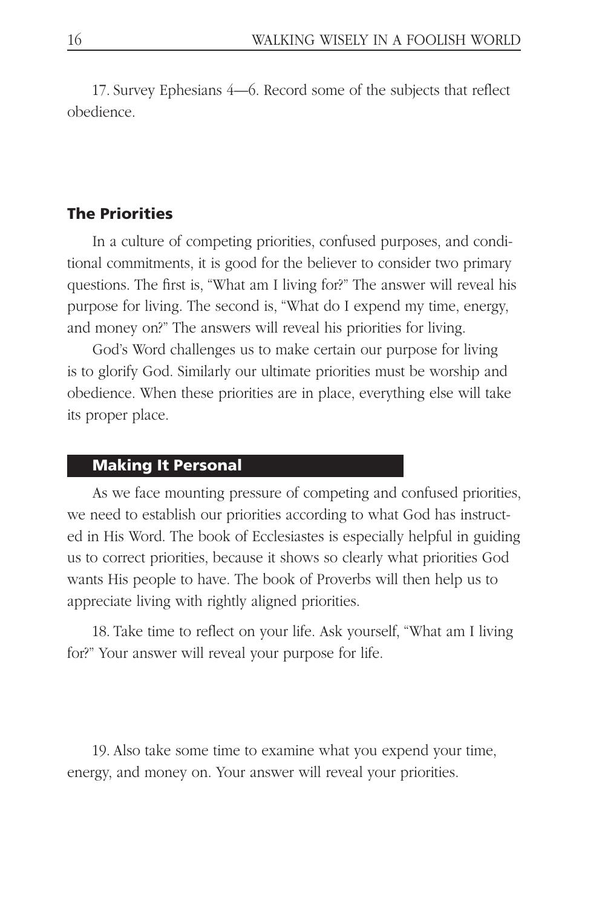17. Survey Ephesians 4—6. Record some of the subjects that reflect obedience.

### The Priorities

In a culture of competing priorities, confused purposes, and conditional commitments, it is good for the believer to consider two primary questions. The first is, "What am I living for?" The answer will reveal his purpose for living. The second is, "What do I expend my time, energy, and money on?" The answers will reveal his priorities for living.

God's Word challenges us to make certain our purpose for living is to glorify God. Similarly our ultimate priorities must be worship and obedience. When these priorities are in place, everything else will take its proper place.

### Making It Personal

As we face mounting pressure of competing and confused priorities, we need to establish our priorities according to what God has instructed in His Word. The book of Ecclesiastes is especially helpful in guiding us to correct priorities, because it shows so clearly what priorities God wants His people to have. The book of Proverbs will then help us to appreciate living with rightly aligned priorities.

18. Take time to reflect on your life. Ask yourself, "What am I living for?" Your answer will reveal your purpose for life.

19. Also take some time to examine what you expend your time, energy, and money on. Your answer will reveal your priorities.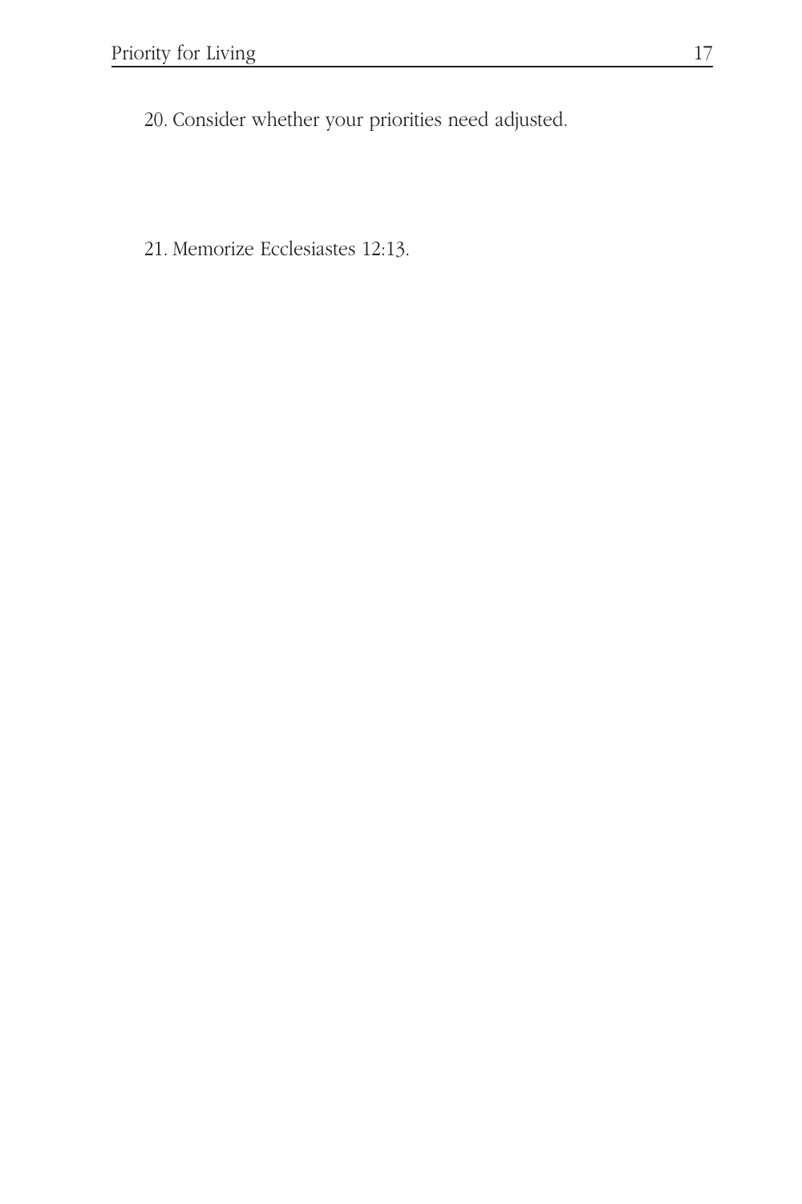20. Consider whether your priorities need adjusted.

21. Memorize Ecclesiastes 12:13.